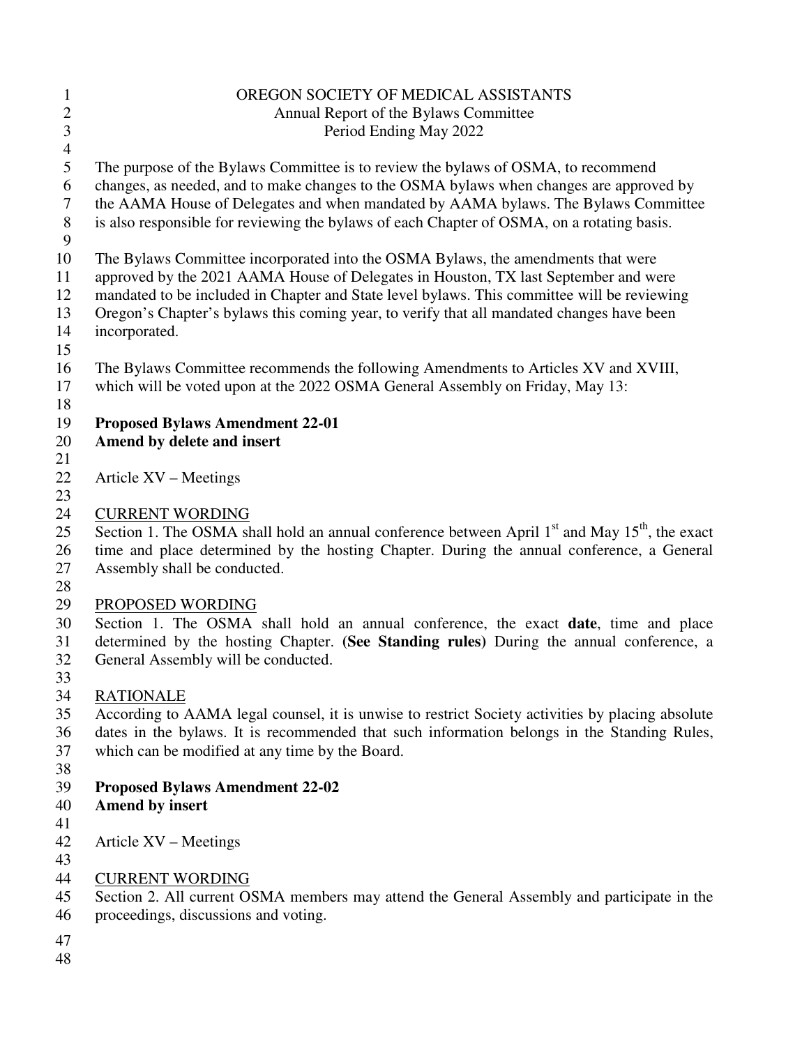OREGON SOCIETY OF MEDICAL ASSISTANTS
Annual Report of the Bylaws Committee
Period Ending May 2022

The purpose of the Bylaws Committee is to review the bylaws of OSMA, to recommend changes, as needed, and to make changes to the OSMA bylaws when changes are approved by the AAMA House of Delegates and when mandated by AAMA bylaws. The Bylaws Committee is also responsible for reviewing the bylaws of each Chapter of OSMA, on a rotating basis.

The Bylaws Committee incorporated into the OSMA Bylaws, the amendments that were approved by the 2021 AAMA House of Delegates in Houston, TX last September and were mandated to be included in Chapter and State level bylaws. This committee will be reviewing Oregon's Chapter's bylaws this coming year, to verify that all mandated changes have been incorporated.

The Bylaws Committee recommends the following Amendments to Articles XV and XVIII, which will be voted upon at the 2022 OSMA General Assembly on Friday, May 13:

**Proposed Bylaws Amendment 22-01**
**Amend by delete and insert**

Article XV – Meetings

<u>CURRENT WORDING</u>
Section 1. The OSMA shall hold an annual conference between April 1st and May 15th, the exact time and place determined by the hosting Chapter. During the annual conference, a General Assembly shall be conducted.

<u>PROPOSED WORDING</u>
Section 1. The OSMA shall hold an annual conference, the exact **date**, time and place determined by the hosting Chapter. **(See Standing rules)** During the annual conference, a General Assembly will be conducted.

<u>RATIONALE</u>
According to AAMA legal counsel, it is unwise to restrict Society activities by placing absolute dates in the bylaws. It is recommended that such information belongs in the Standing Rules, which can be modified at any time by the Board.

**Proposed Bylaws Amendment 22-02**
**Amend by insert**

Article XV – Meetings

<u>CURRENT WORDING</u>
Section 2. All current OSMA members may attend the General Assembly and participate in the proceedings, discussions and voting.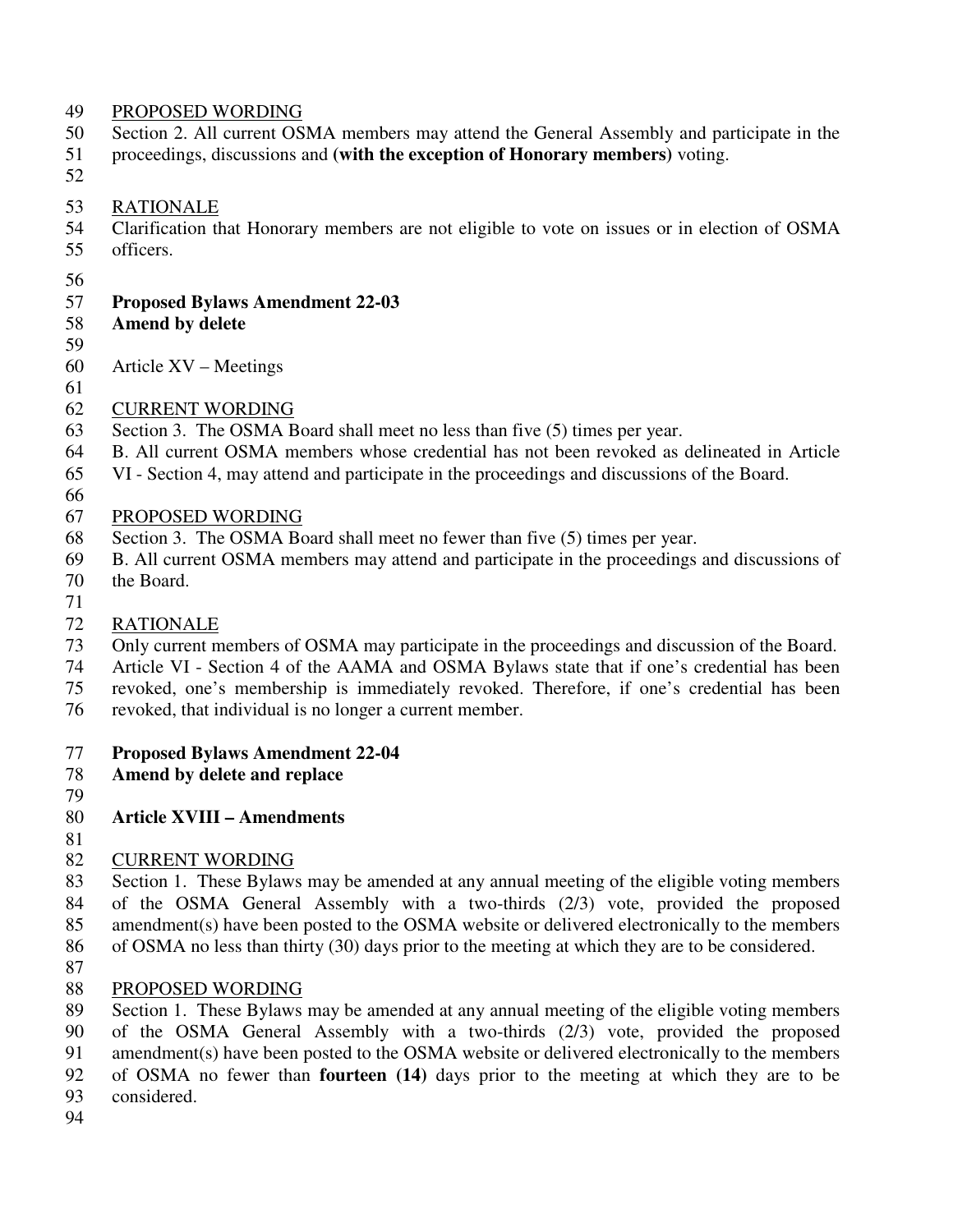PROPOSED WORDING

Section 2. All current OSMA members may attend the General Assembly and participate in the proceedings, discussions and **(with the exception of Honorary members)** voting.

RATIONALE

Clarification that Honorary members are not eligible to vote on issues or in election of OSMA officers.

**Proposed Bylaws Amendment 22-03**
**Amend by delete**

Article XV – Meetings

CURRENT WORDING

Section 3. The OSMA Board shall meet no less than five (5) times per year.
B. All current OSMA members whose credential has not been revoked as delineated in Article VI - Section 4, may attend and participate in the proceedings and discussions of the Board.

PROPOSED WORDING

Section 3. The OSMA Board shall meet no fewer than five (5) times per year.
B. All current OSMA members may attend and participate in the proceedings and discussions of the Board.

RATIONALE

Only current members of OSMA may participate in the proceedings and discussion of the Board. Article VI - Section 4 of the AAMA and OSMA Bylaws state that if one's credential has been revoked, one's membership is immediately revoked. Therefore, if one's credential has been revoked, that individual is no longer a current member.

**Proposed Bylaws Amendment 22-04**
**Amend by delete and replace**

**Article XVIII – Amendments**

CURRENT WORDING

Section 1. These Bylaws may be amended at any annual meeting of the eligible voting members of the OSMA General Assembly with a two-thirds (2/3) vote, provided the proposed amendment(s) have been posted to the OSMA website or delivered electronically to the members of OSMA no less than thirty (30) days prior to the meeting at which they are to be considered.

PROPOSED WORDING

Section 1. These Bylaws may be amended at any annual meeting of the eligible voting members of the OSMA General Assembly with a two-thirds (2/3) vote, provided the proposed amendment(s) have been posted to the OSMA website or delivered electronically to the members of OSMA no fewer than **fourteen (14)** days prior to the meeting at which they are to be considered.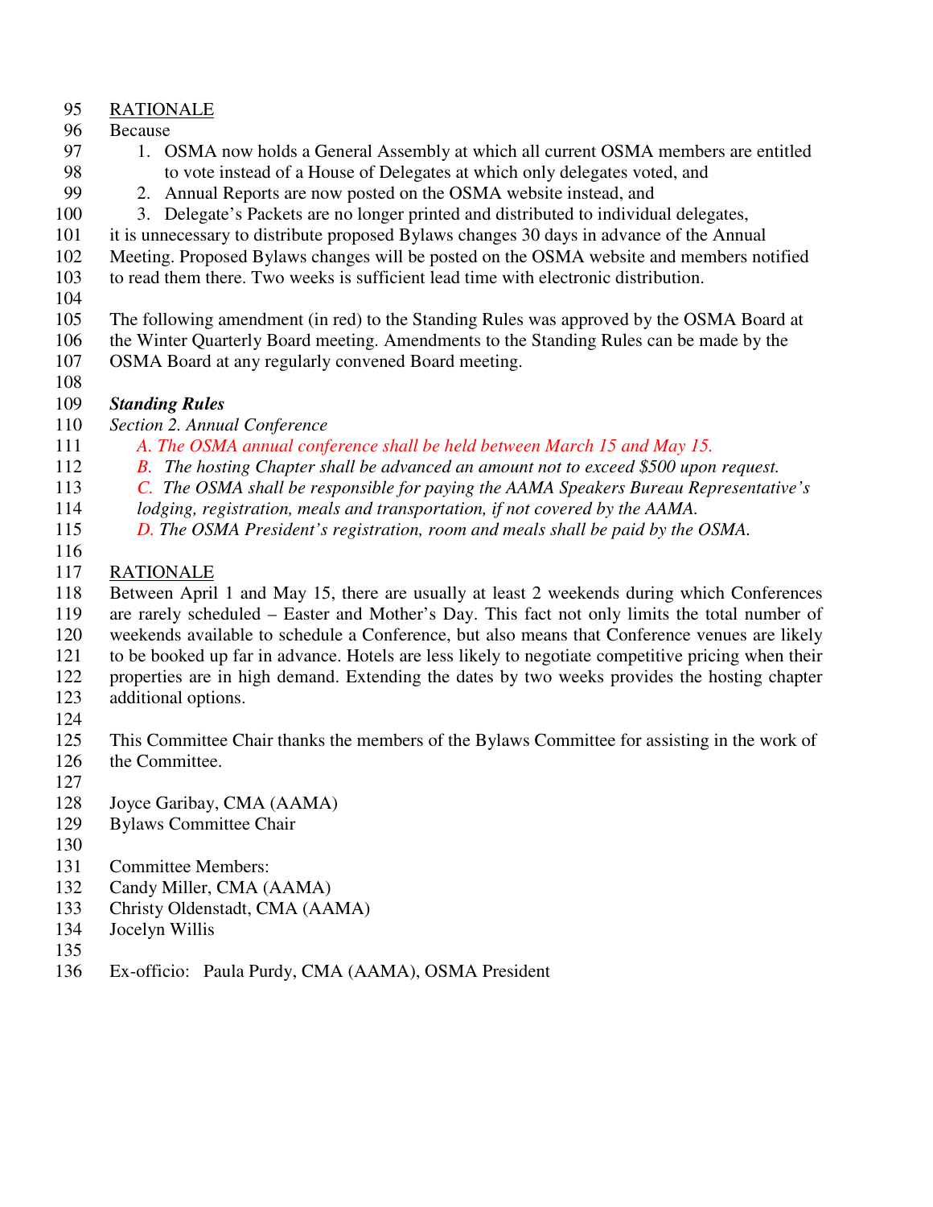RATIONALE

Because

1. OSMA now holds a General Assembly at which all current OSMA members are entitled to vote instead of a House of Delegates at which only delegates voted, and
2. Annual Reports are now posted on the OSMA website instead, and
3. Delegate's Packets are no longer printed and distributed to individual delegates,

it is unnecessary to distribute proposed Bylaws changes 30 days in advance of the Annual Meeting. Proposed Bylaws changes will be posted on the OSMA website and members notified to read them there. Two weeks is sufficient lead time with electronic distribution.

The following amendment (in red) to the Standing Rules was approved by the OSMA Board at the Winter Quarterly Board meeting. Amendments to the Standing Rules can be made by the OSMA Board at any regularly convened Board meeting.

***Standing Rules***

*Section 2. Annual Conference*

*A. The OSMA annual conference shall be held between March 15 and May 15.*

*B. The hosting Chapter shall be advanced an amount not to exceed $500 upon request.*

*C. The OSMA shall be responsible for paying the AAMA Speakers Bureau Representative's lodging, registration, meals and transportation, if not covered by the AAMA.*

*D. The OSMA President's registration, room and meals shall be paid by the OSMA.*

RATIONALE

Between April 1 and May 15, there are usually at least 2 weekends during which Conferences are rarely scheduled – Easter and Mother's Day. This fact not only limits the total number of weekends available to schedule a Conference, but also means that Conference venues are likely to be booked up far in advance. Hotels are less likely to negotiate competitive pricing when their properties are in high demand. Extending the dates by two weeks provides the hosting chapter additional options.

This Committee Chair thanks the members of the Bylaws Committee for assisting in the work of the Committee.

Joyce Garibay, CMA (AAMA)
Bylaws Committee Chair

Committee Members:
Candy Miller, CMA (AAMA)
Christy Oldenstadt, CMA (AAMA)
Jocelyn Willis

Ex-officio: Paula Purdy, CMA (AAMA), OSMA President